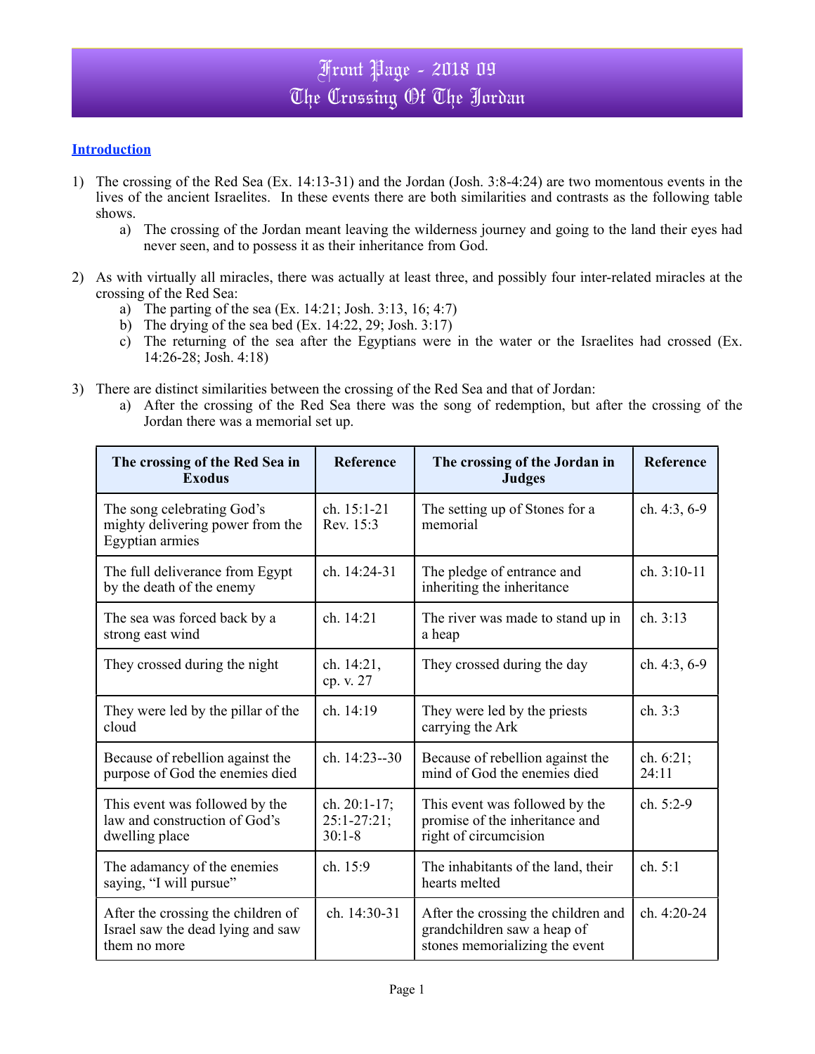# Front Page - 2018 09
# The Crossing Of The Jordan

**Introduction**

1) The crossing of the Red Sea (Ex. 14:13-31) and the Jordan (Josh. 3:8-4:24) are two momentous events in the lives of the ancient Israelites. In these events there are both similarities and contrasts as the following table shows.
   a) The crossing of the Jordan meant leaving the wilderness journey and going to the land their eyes had never seen, and to possess it as their inheritance from God.

2) As with virtually all miracles, there was actually at least three, and possibly four inter-related miracles at the crossing of the Red Sea:
   a) The parting of the sea (Ex. 14:21; Josh. 3:13, 16; 4:7)
   b) The drying of the sea bed (Ex. 14:22, 29; Josh. 3:17)
   c) The returning of the sea after the Egyptians were in the water or the Israelites had crossed (Ex. 14:26-28; Josh. 4:18)

3) There are distinct similarities between the crossing of the Red Sea and that of Jordan:
   a) After the crossing of the Red Sea there was the song of redemption, but after the crossing of the Jordan there was a memorial set up.

| The crossing of the Red Sea in Exodus | Reference | The crossing of the Jordan in Judges | Reference |
|---|---|---|---|
| The song celebrating God's mighty delivering power from the Egyptian armies | ch. 15:1-21 Rev. 15:3 | The setting up of Stones for a memorial | ch. 4:3, 6-9 |
| The full deliverance from Egypt by the death of the enemy | ch. 14:24-31 | The pledge of entrance and inheriting the inheritance | ch. 3:10-11 |
| The sea was forced back by a strong east wind | ch. 14:21 | The river was made to stand up in a heap | ch. 3:13 |
| They crossed during the night | ch. 14:21, cp. v. 27 | They crossed during the day | ch. 4:3, 6-9 |
| They were led by the pillar of the cloud | ch. 14:19 | They were led by the priests carrying the Ark | ch. 3:3 |
| Because of rebellion against the purpose of God the enemies died | ch. 14:23--30 | Because of rebellion against the mind of God the enemies died | ch. 6:21; 24:11 |
| This event was followed by the law and construction of God's dwelling place | ch. 20:1-17; 25:1-27:21; 30:1-8 | This event was followed by the promise of the inheritance and right of circumcision | ch. 5:2-9 |
| The adamancy of the enemies saying, "I will pursue" | ch. 15:9 | The inhabitants of the land, their hearts melted | ch. 5:1 |
| After the crossing the children of Israel saw the dead lying and saw them no more | ch. 14:30-31 | After the crossing the children and grandchildren saw a heap of stones memorializing the event | ch. 4:20-24 |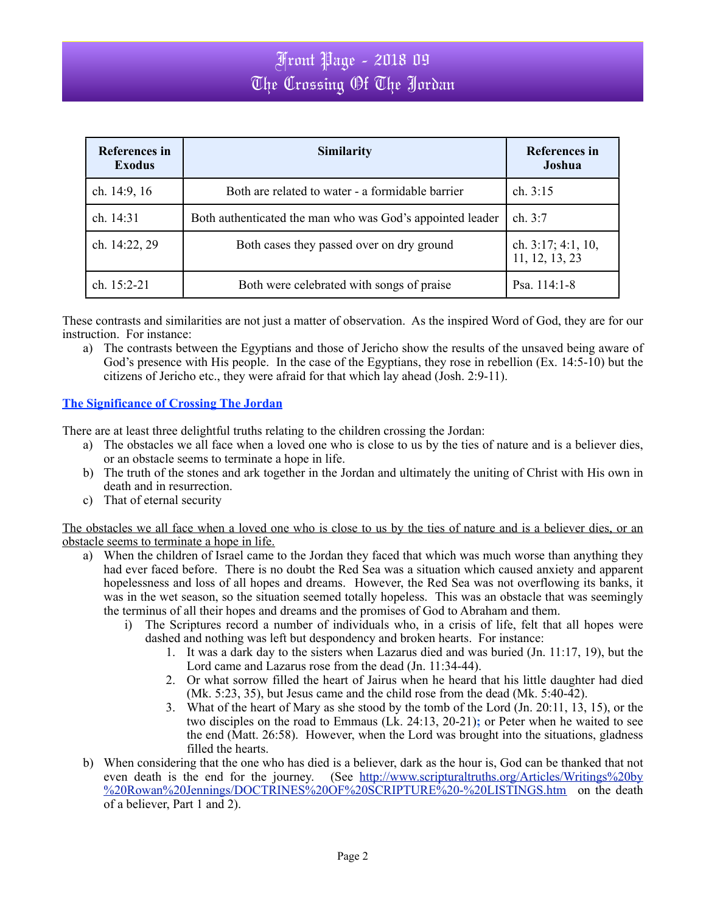| References in Exodus | Similarity | References in Joshua |
|---|---|---|
| ch. 14:9, 16 | Both are related to water - a formidable barrier | ch. 3:15 |
| ch. 14:31 | Both authenticated the man who was God's appointed leader | ch. 3:7 |
| ch. 14:22, 29 | Both cases they passed over on dry ground | ch. 3:17; 4:1, 10, 11, 12, 13, 23 |
| ch. 15:2-21 | Both were celebrated with songs of praise | Psa. 114:1-8 |

These contrasts and similarities are not just a matter of observation. As the inspired Word of God, they are for our instruction. For instance:

a) The contrasts between the Egyptians and those of Jericho show the results of the unsaved being aware of God's presence with His people. In the case of the Egyptians, they rose in rebellion (Ex. 14:5-10) but the citizens of Jericho etc., they were afraid for that which lay ahead (Josh. 2:9-11).

## The Significance of Crossing The Jordan

There are at least three delightful truths relating to the children crossing the Jordan:

a) The obstacles we all face when a loved one who is close to us by the ties of nature and is a believer dies, or an obstacle seems to terminate a hope in life.
b) The truth of the stones and ark together in the Jordan and ultimately the uniting of Christ with His own in death and in resurrection.
c) That of eternal security

<u>The obstacles we all face when a loved one who is close to us by the ties of nature and is a believer dies, or an obstacle seems to terminate a hope in life.</u>

a) When the children of Israel came to the Jordan they faced that which was much worse than anything they had ever faced before. There is no doubt the Red Sea was a situation which caused anxiety and apparent hopelessness and loss of all hopes and dreams. However, the Red Sea was not overflowing its banks, it was in the wet season, so the situation seemed totally hopeless. This was an obstacle that was seemingly the terminus of all their hopes and dreams and the promises of God to Abraham and them.
    i) The Scriptures record a number of individuals who, in a crisis of life, felt that all hopes were dashed and nothing was left but despondency and broken hearts. For instance:
        1. It was a dark day to the sisters when Lazarus died and was buried (Jn. 11:17, 19), but the Lord came and Lazarus rose from the dead (Jn. 11:34-44).
        2. Or what sorrow filled the heart of Jairus when he heard that his little daughter had died (Mk. 5:23, 35), but Jesus came and the child rose from the dead (Mk. 5:40-42).
        3. What of the heart of Mary as she stood by the tomb of the Lord (Jn. 20:11, 13, 15), or the two disciples on the road to Emmaus (Lk. 24:13, 20-21); or Peter when he waited to see the end (Matt. 26:58). However, when the Lord was brought into the situations, gladness filled the hearts.
b) When considering that the one who has died is a believer, dark as the hour is, God can be thanked that not even death is the end for the journey. (See [http://www.scripturaltruths.org/Articles/Writings%20by%20Rowan%20Jennings/DOCTRINES%20OF%20SCRIPTURE%20-%20LISTINGS.htm](http://www.scripturaltruths.org/Articles/Writings%20by%20Rowan%20Jennings/DOCTRINES%20OF%20SCRIPTURE%20-%20LISTINGS.htm) on the death of a believer, Part 1 and 2).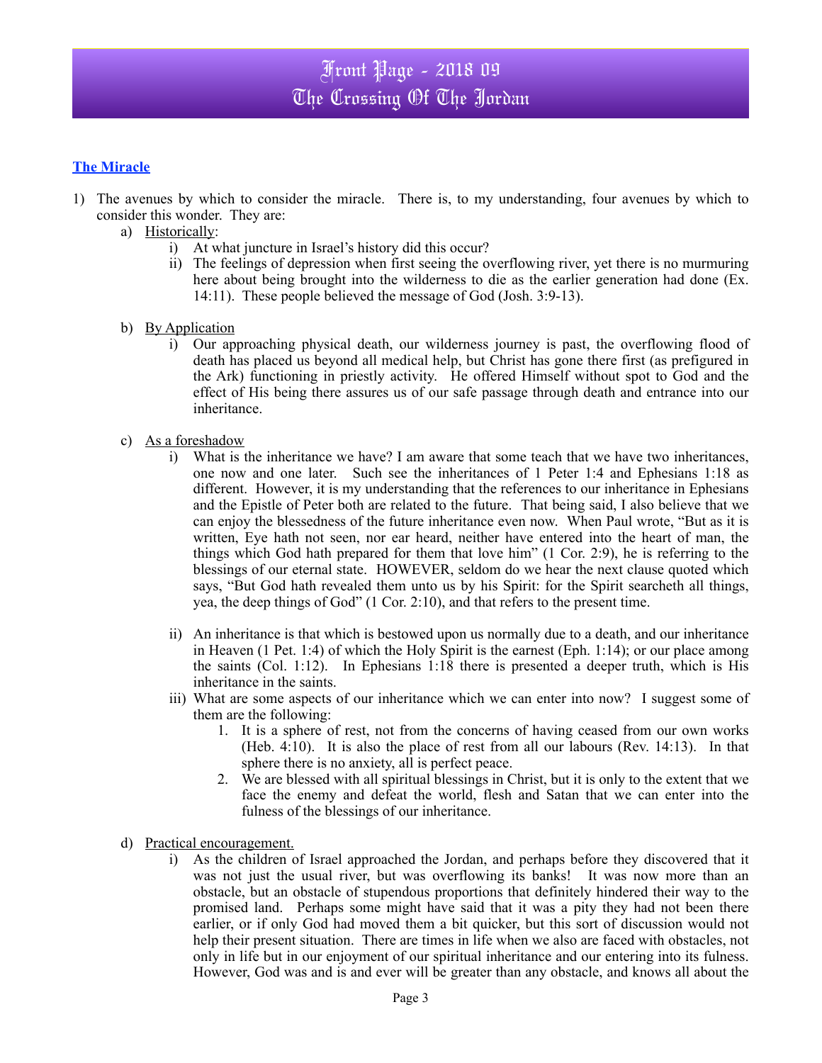# Front Page - 2018 09
# The Crossing Of The Jordan

## The Miracle

1) The avenues by which to consider the miracle. There is, to my understanding, four avenues by which to consider this wonder. They are:
   a) Historically:
      i) At what juncture in Israel's history did this occur?
      ii) The feelings of depression when first seeing the overflowing river, yet there is no murmuring here about being brought into the wilderness to die as the earlier generation had done (Ex. 14:11). These people believed the message of God (Josh. 3:9-13).

   b) By Application
      i) Our approaching physical death, our wilderness journey is past, the overflowing flood of death has placed us beyond all medical help, but Christ has gone there first (as prefigured in the Ark) functioning in priestly activity. He offered Himself without spot to God and the effect of His being there assures us of our safe passage through death and entrance into our inheritance.

   c) As a foreshadow
      i) What is the inheritance we have? I am aware that some teach that we have two inheritances, one now and one later. Such see the inheritances of 1 Peter 1:4 and Ephesians 1:18 as different. However, it is my understanding that the references to our inheritance in Ephesians and the Epistle of Peter both are related to the future. That being said, I also believe that we can enjoy the blessedness of the future inheritance even now. When Paul wrote, "But as it is written, Eye hath not seen, nor ear heard, neither have entered into the heart of man, the things which God hath prepared for them that love him" (1 Cor. 2:9), he is referring to the blessings of our eternal state. HOWEVER, seldom do we hear the next clause quoted which says, "But God hath revealed them unto us by his Spirit: for the Spirit searcheth all things, yea, the deep things of God" (1 Cor. 2:10), and that refers to the present time.

      ii) An inheritance is that which is bestowed upon us normally due to a death, and our inheritance in Heaven (1 Pet. 1:4) of which the Holy Spirit is the earnest (Eph. 1:14); or our place among the saints (Col. 1:12). In Ephesians 1:18 there is presented a deeper truth, which is His inheritance in the saints.
      iii) What are some aspects of our inheritance which we can enter into now? I suggest some of them are the following:
         1. It is a sphere of rest, not from the concerns of having ceased from our own works (Heb. 4:10). It is also the place of rest from all our labours (Rev. 14:13). In that sphere there is no anxiety, all is perfect peace.
         2. We are blessed with all spiritual blessings in Christ, but it is only to the extent that we face the enemy and defeat the world, flesh and Satan that we can enter into the fulness of the blessings of our inheritance.

   d) Practical encouragement.
      i) As the children of Israel approached the Jordan, and perhaps before they discovered that it was not just the usual river, but was overflowing its banks! It was now more than an obstacle, but an obstacle of stupendous proportions that definitely hindered their way to the promised land. Perhaps some might have said that it was a pity they had not been there earlier, or if only God had moved them a bit quicker, but this sort of discussion would not help their present situation. There are times in life when we also are faced with obstacles, not only in life but in our enjoyment of our spiritual inheritance and our entering into its fulness. However, God was and is and ever will be greater than any obstacle, and knows all about the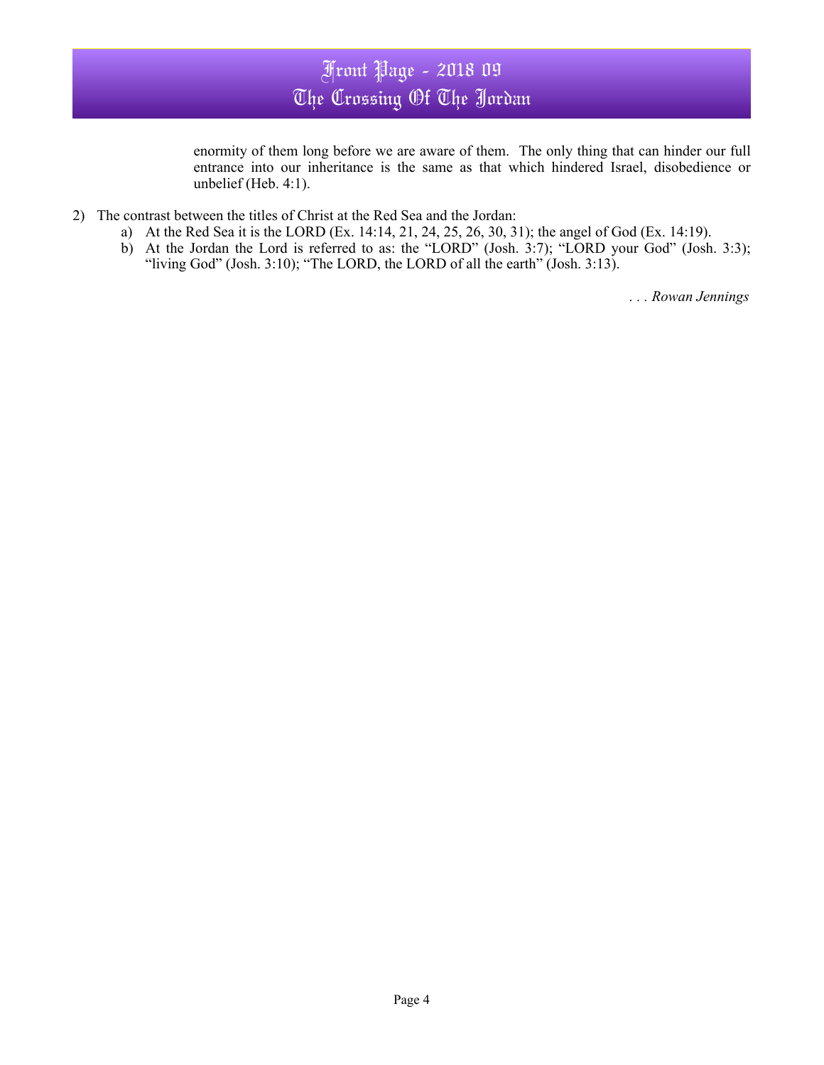enormity of them long before we are aware of them. The only thing that can hinder our full entrance into our inheritance is the same as that which hindered Israel, disobedience or unbelief (Heb. 4:1).

2) The contrast between the titles of Christ at the Red Sea and the Jordan:
    a) At the Red Sea it is the LORD (Ex. 14:14, 21, 24, 25, 26, 30, 31); the angel of God (Ex. 14:19).
    b) At the Jordan the Lord is referred to as: the "LORD" (Josh. 3:7); "LORD your God" (Josh. 3:3); "living God" (Josh. 3:10); "The LORD, the LORD of all the earth" (Josh. 3:13).

*. . . Rowan Jennings*